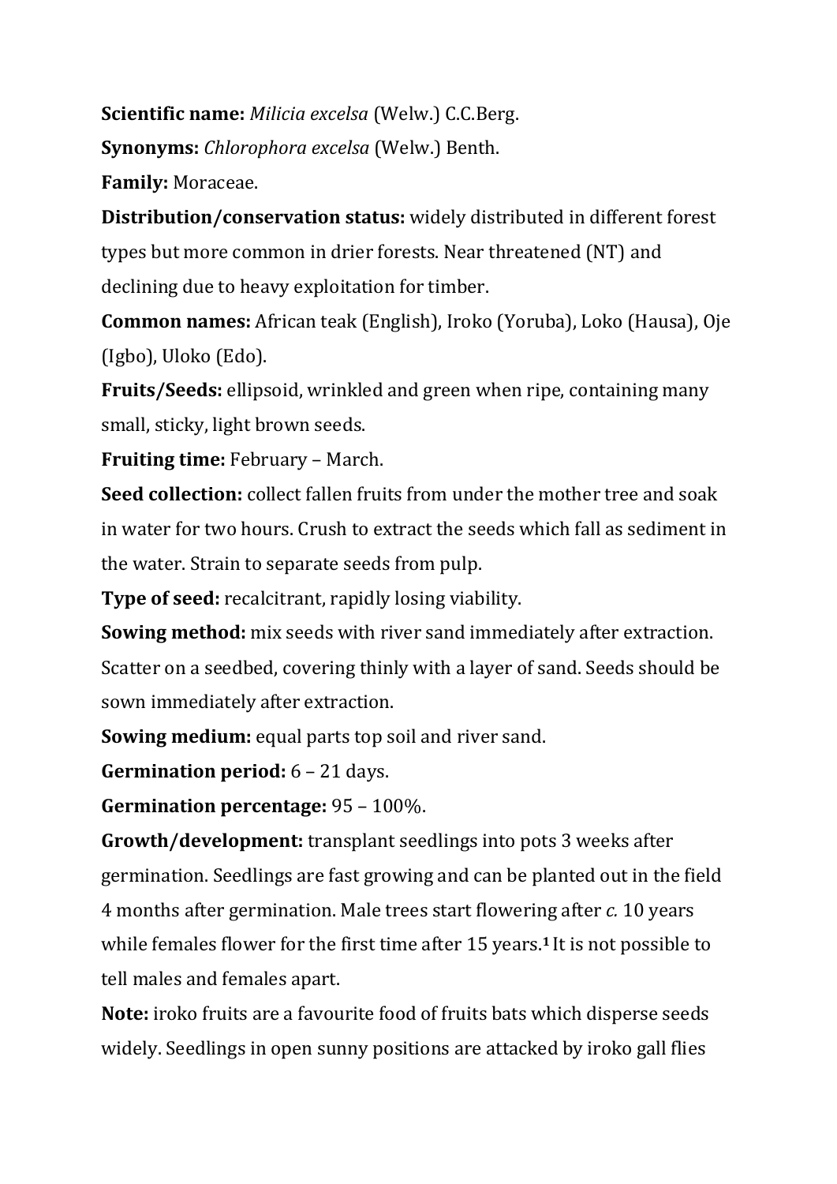**Scientific name:** *Milicia excelsa* (Welw.) C.C.Berg.

**Synonyms:** *Chlorophora excelsa* (Welw.) Benth.

**Family:** Moraceae.

**Distribution/conservation status:** widely distributed in different forest types but more common in drier forests. Near threatened (NT) and declining due to heavy exploitation for timber.

**Common names:** African teak (English), Iroko (Yoruba), Loko (Hausa), Oje (Igbo), Uloko (Edo).

**Fruits/Seeds:** ellipsoid, wrinkled and green when ripe, containing many small, sticky, light brown seeds.

**Fruiting time:** February – March.

**Seed collection:** collect fallen fruits from under the mother tree and soak in water for two hours. Crush to extract the seeds which fall as sediment in the water. Strain to separate seeds from pulp.

**Type of seed:** recalcitrant, rapidly losing viability.

**Sowing method:** mix seeds with river sand immediately after extraction. Scatter on a seedbed, covering thinly with a layer of sand. Seeds should be sown immediately after extraction.

**Sowing medium:** equal parts top soil and river sand.

**Germination period:** 6 – 21 days.

**Germination percentage:** 95 – 100%.

**Growth/development:** transplant seedlings into pots 3 weeks after germination. Seedlings are fast growing and can be planted out in the field 4 months after germination. Male trees start flowering after *c.* 10 years while females flower for the first time after 15 years.[1] It is not possible to tell males and females apart.

**Note:** iroko fruits are a favourite food of fruits bats which disperse seeds widely. Seedlings in open sunny positions are attacked by iroko gall flies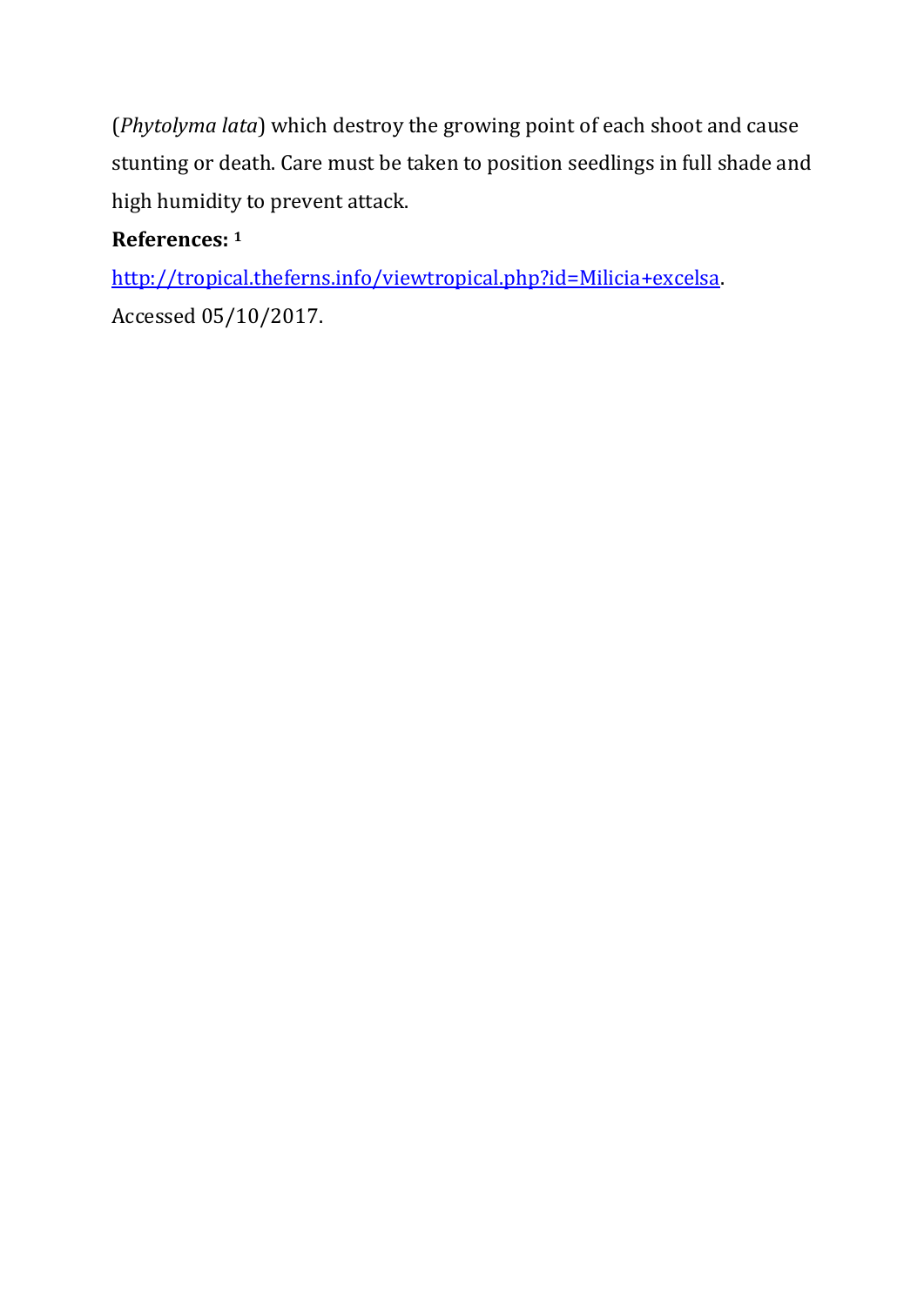(*Phytolyma lata*) which destroy the growing point of each shoot and cause stunting or death. Care must be taken to position seedlings in full shade and high humidity to prevent attack.

**References:** [1]

http://tropical.theferns.info/viewtropical.php?id=Milicia+excelsa.

Accessed 05/10/2017.